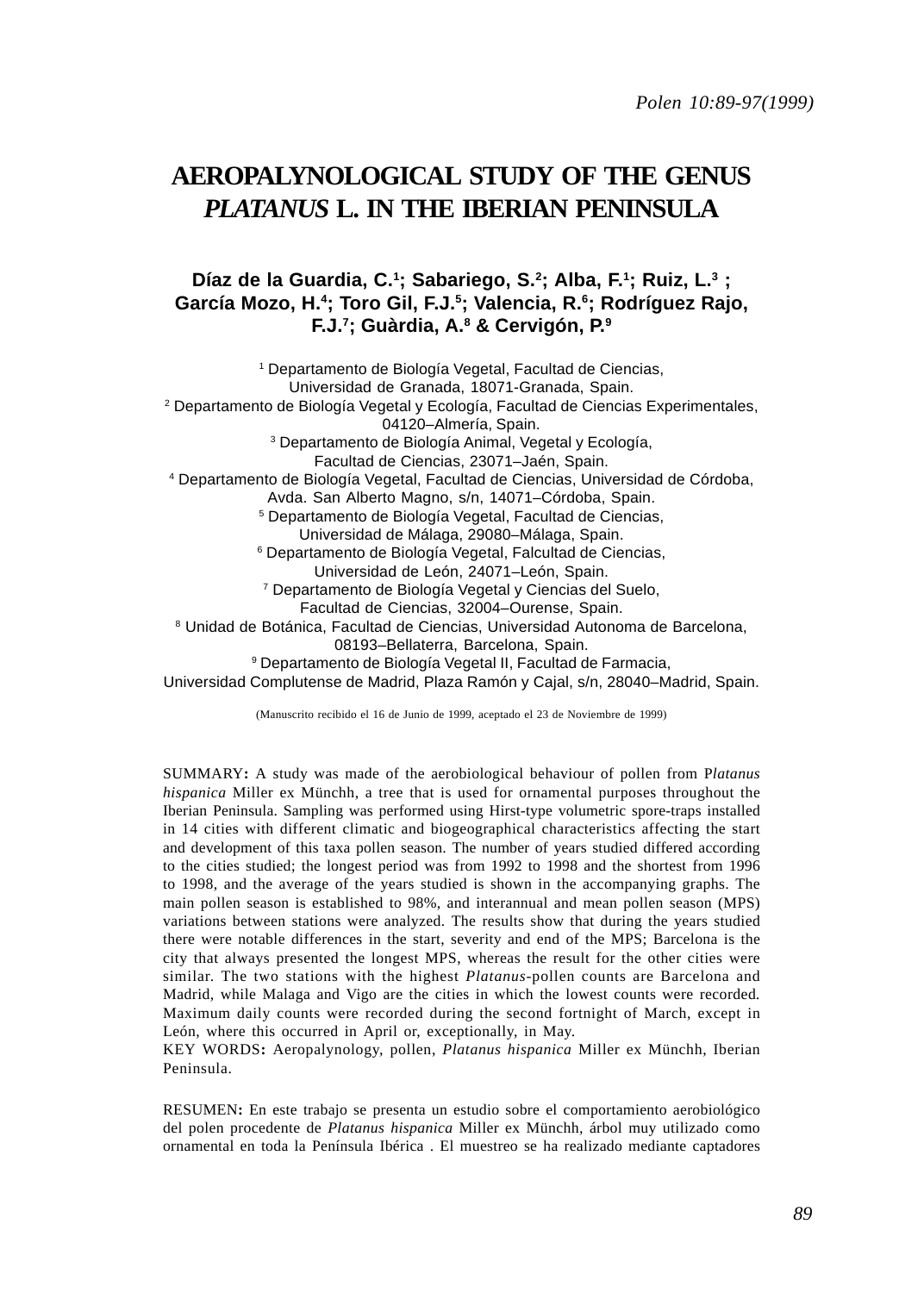# AEROPALYNOLOGICAL STUDY OF THE GENUS *PLATANUS* L. IN THE IBERIAN PENINSULA

**Díaz de la Guardia, C.[1]; Sabariego, S.[2]; Alba, F.[1]; Ruiz, L.[3] ; García Mozo, H.[4]; Toro Gil, F.J.[5]; Valencia, R.[6]; Rodríguez Rajo, F.J.[7]; Guàrdia, A.[8] & Cervigón, P.[9]**

[1] Departamento de Biología Vegetal, Facultad de Ciencias, Universidad de Granada, 18071-Granada, Spain.
[2] Departamento de Biología Vegetal y Ecología, Facultad de Ciencias Experimentales, 04120–Almería, Spain.
[3] Departamento de Biología Animal, Vegetal y Ecología, Facultad de Ciencias, 23071–Jaén, Spain.
[4] Departamento de Biología Vegetal, Facultad de Ciencias, Universidad de Córdoba, Avda. San Alberto Magno, s/n, 14071–Córdoba, Spain.
[5] Departamento de Biología Vegetal, Facultad de Ciencias, Universidad de Málaga, 29080–Málaga, Spain.
[6] Departamento de Biología Vegetal, Falcultad de Ciencias, Universidad de León, 24071–León, Spain.
[7] Departamento de Biología Vegetal y Ciencias del Suelo, Facultad de Ciencias, 32004–Ourense, Spain.
[8] Unidad de Botánica, Facultad de Ciencias, Universidad Autonoma de Barcelona, 08193–Bellaterra, Barcelona, Spain.
[9] Departamento de Biología Vegetal II, Facultad de Farmacia, Universidad Complutense de Madrid, Plaza Ramón y Cajal, s/n, 28040–Madrid, Spain.

(Manuscrito recibido el 16 de Junio de 1999, aceptado el 23 de Noviembre de 1999)

SUMMARY**:** A study was made of the aerobiological behaviour of pollen from P*latanus hispanica* Miller ex Münchh, a tree that is used for ornamental purposes throughout the Iberian Peninsula. Sampling was performed using Hirst-type volumetric spore-traps installed in 14 cities with different climatic and biogeographical characteristics affecting the start and development of this taxa pollen season. The number of years studied differed according to the cities studied; the longest period was from 1992 to 1998 and the shortest from 1996 to 1998, and the average of the years studied is shown in the accompanying graphs. The main pollen season is established to 98%, and interannual and mean pollen season (MPS) variations between stations were analyzed. The results show that during the years studied there were notable differences in the start, severity and end of the MPS; Barcelona is the city that always presented the longest MPS, whereas the result for the other cities were similar. The two stations with the highest *Platanus*-pollen counts are Barcelona and Madrid, while Malaga and Vigo are the cities in which the lowest counts were recorded. Maximum daily counts were recorded during the second fortnight of March, except in León, where this occurred in April or, exceptionally, in May.

KEY WORDS**:** Aeropalynology, pollen, *Platanus hispanica* Miller ex Münchh, Iberian Peninsula.

RESUMEN**:** En este trabajo se presenta un estudio sobre el comportamiento aerobiológico del polen procedente de *Platanus hispanica* Miller ex Münchh, árbol muy utilizado como ornamental en toda la Península Ibérica . El muestreo se ha realizado mediante captadores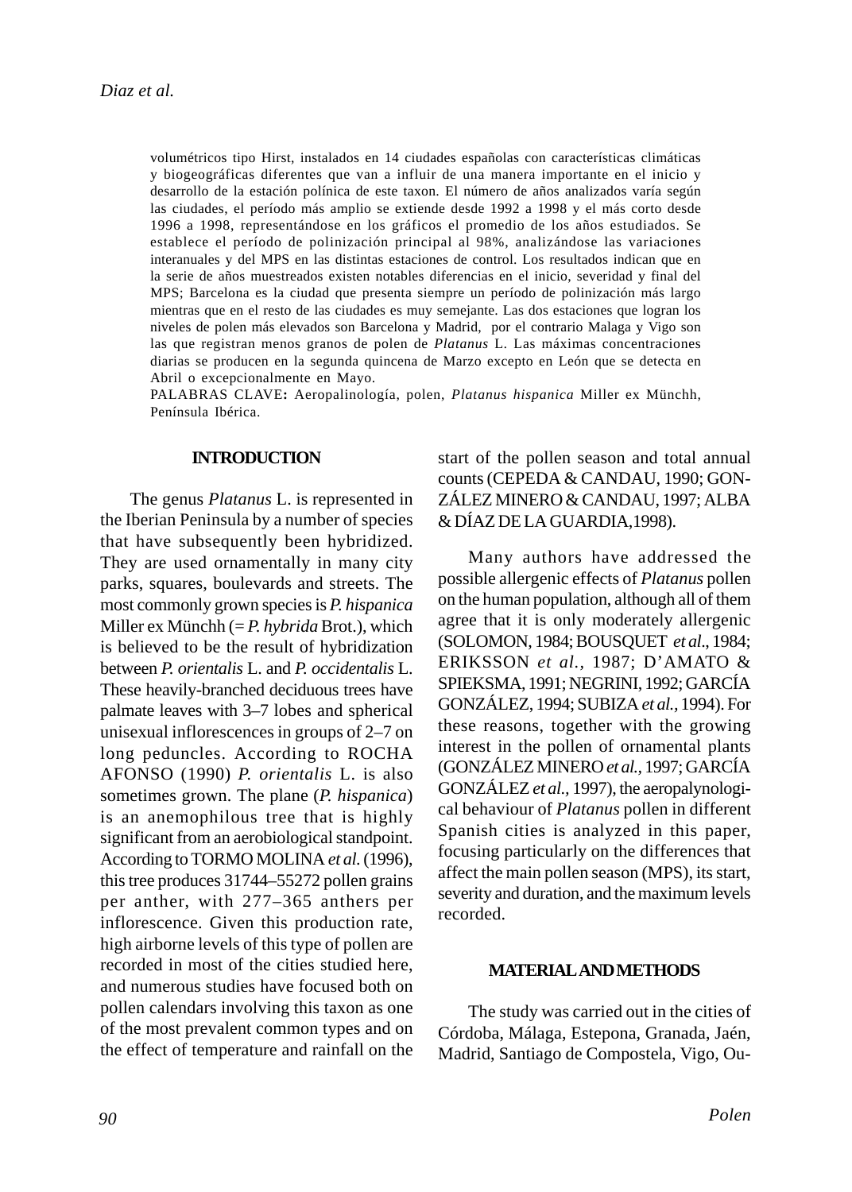volumétricos tipo Hirst, instalados en 14 ciudades españolas con características climáticas y biogeográficas diferentes que van a influir de una manera importante en el inicio y desarrollo de la estación polínica de este taxon. El número de años analizados varía según las ciudades, el período más amplio se extiende desde 1992 a 1998 y el más corto desde 1996 a 1998, representándose en los gráficos el promedio de los años estudiados. Se establece el período de polinización principal al 98%, analizándose las variaciones interanuales y del MPS en las distintas estaciones de control. Los resultados indican que en la serie de años muestreados existen notables diferencias en el inicio, severidad y final del MPS; Barcelona es la ciudad que presenta siempre un período de polinización más largo mientras que en el resto de las ciudades es muy semejante. Las dos estaciones que logran los niveles de polen más elevados son Barcelona y Madrid, por el contrario Malaga y Vigo son las que registran menos granos de polen de *Platanus* L. Las máximas concentraciones diarias se producen en la segunda quincena de Marzo excepto en León que se detecta en Abril o excepcionalmente en Mayo.

PALABRAS CLAVE**:** Aeropalinología, polen, *Platanus hispanica* Miller ex Münchh, Península Ibérica.

## INTRODUCTION

The genus *Platanus* L. is represented in the Iberian Peninsula by a number of species that have subsequently been hybridized. They are used ornamentally in many city parks, squares, boulevards and streets. The most commonly grown species is *P. hispanica* Miller ex Münchh (= *P. hybrida* Brot.), which is believed to be the result of hybridization between *P. orientalis* L. and *P. occidentalis* L. These heavily-branched deciduous trees have palmate leaves with 3–7 lobes and spherical unisexual inflorescences in groups of 2–7 on long peduncles. According to ROCHA AFONSO (1990) *P. orientalis* L. is also sometimes grown. The plane (*P. hispanica*) is an anemophilous tree that is highly significant from an aerobiological standpoint. According to TORMO MOLINA *et al.* (1996), this tree produces 31744–55272 pollen grains per anther, with 277–365 anthers per inflorescence. Given this production rate, high airborne levels of this type of pollen are recorded in most of the cities studied here, and numerous studies have focused both on pollen calendars involving this taxon as one of the most prevalent common types and on the effect of temperature and rainfall on the start of the pollen season and total annual counts (CEPEDA & CANDAU, 1990; GONZÁLEZ MINERO & CANDAU, 1997; ALBA & DÍAZ DE LA GUARDIA,1998).

Many authors have addressed the possible allergenic effects of *Platanus* pollen on the human population, although all of them agree that it is only moderately allergenic (SOLOMON, 1984; BOUSQUET *et al*., 1984; ERIKSSON *et al.,* 1987; D'AMATO & SPIEKSMA, 1991; NEGRINI, 1992; GARCÍA GONZÁLEZ, 1994; SUBIZA *et al.,* 1994). For these reasons, together with the growing interest in the pollen of ornamental plants (GONZÁLEZ MINERO *et al.,* 1997; GARCÍA GONZÁLEZ *et al.,* 1997), the aeropalynological behaviour of *Platanus* pollen in different Spanish cities is analyzed in this paper, focusing particularly on the differences that affect the main pollen season (MPS), its start, severity and duration, and the maximum levels recorded.

## MATERIAL AND METHODS

The study was carried out in the cities of Córdoba, Málaga, Estepona, Granada, Jaén, Madrid, Santiago de Compostela, Vigo, Ou-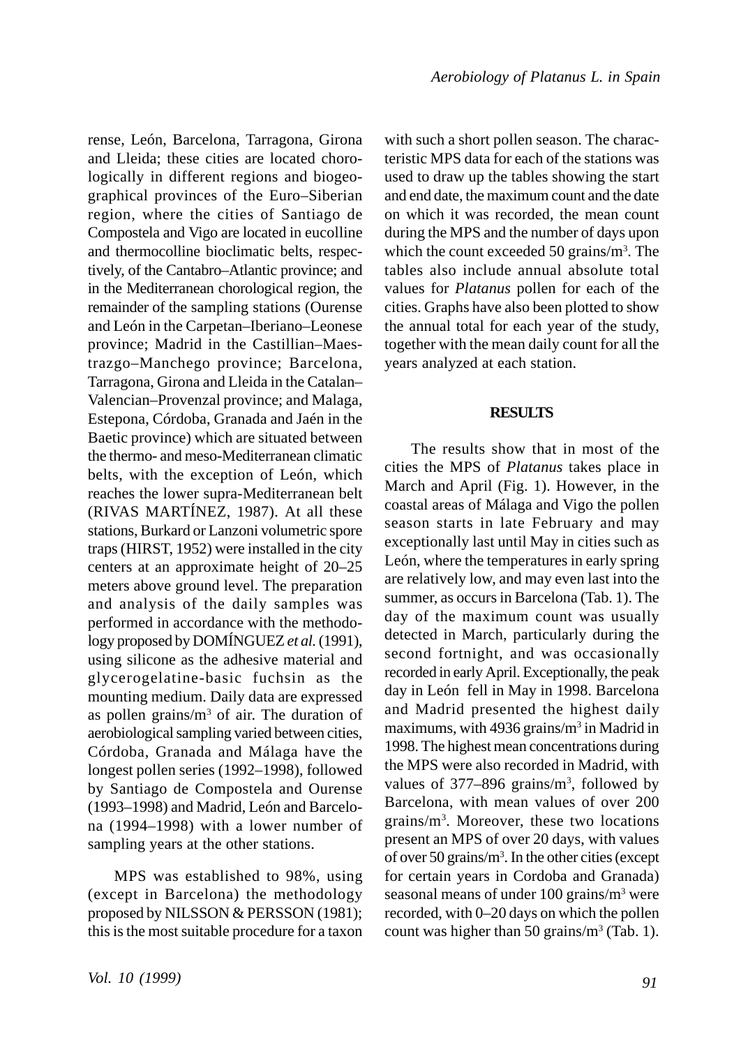rense, León, Barcelona, Tarragona, Girona and Lleida; these cities are located chorologically in different regions and biogeographical provinces of the Euro–Siberian region, where the cities of Santiago de Compostela and Vigo are located in eucolline and thermocolline bioclimatic belts, respectively, of the Cantabro–Atlantic province; and in the Mediterranean chorological region, the remainder of the sampling stations (Ourense and León in the Carpetan–Iberiano–Leonese province; Madrid in the Castillian–Maestrazgo–Manchego province; Barcelona, Tarragona, Girona and Lleida in the Catalan–Valencian–Provenzal province; and Malaga, Estepona, Córdoba, Granada and Jaén in the Baetic province) which are situated between the thermo- and meso-Mediterranean climatic belts, with the exception of León, which reaches the lower supra-Mediterranean belt (RIVAS MARTÍNEZ, 1987). At all these stations, Burkard or Lanzoni volumetric spore traps (HIRST, 1952) were installed in the city centers at an approximate height of 20–25 meters above ground level. The preparation and analysis of the daily samples was performed in accordance with the methodology proposed by DOMÍNGUEZ *et al.* (1991), using silicone as the adhesive material and glycerogelatine-basic fuchsin as the mounting medium. Daily data are expressed as pollen grains/m$^3$ of air. The duration of aerobiological sampling varied between cities, Córdoba, Granada and Málaga have the longest pollen series (1992–1998), followed by Santiago de Compostela and Ourense (1993–1998) and Madrid, León and Barcelona (1994–1998) with a lower number of sampling years at the other stations.

MPS was established to 98%, using (except in Barcelona) the methodology proposed by NILSSON & PERSSON (1981); this is the most suitable procedure for a taxon with such a short pollen season. The characteristic MPS data for each of the stations was used to draw up the tables showing the start and end date, the maximum count and the date on which it was recorded, the mean count during the MPS and the number of days upon which the count exceeded 50 grains/m$^3$. The tables also include annual absolute total values for *Platanus* pollen for each of the cities. Graphs have also been plotted to show the annual total for each year of the study, together with the mean daily count for all the years analyzed at each station.

## RESULTS

The results show that in most of the cities the MPS of *Platanus* takes place in March and April (Fig. 1). However, in the coastal areas of Málaga and Vigo the pollen season starts in late February and may exceptionally last until May in cities such as León, where the temperatures in early spring are relatively low, and may even last into the summer, as occurs in Barcelona (Tab. 1). The day of the maximum count was usually detected in March, particularly during the second fortnight, and was occasionally recorded in early April. Exceptionally, the peak day in León fell in May in 1998. Barcelona and Madrid presented the highest daily maximums, with 4936 grains/m$^3$ in Madrid in 1998. The highest mean concentrations during the MPS were also recorded in Madrid, with values of 377–896 grains/m$^3$, followed by Barcelona, with mean values of over 200 grains/m$^3$. Moreover, these two locations present an MPS of over 20 days, with values of over 50 grains/m$^3$. In the other cities (except for certain years in Cordoba and Granada) seasonal means of under 100 grains/m$^3$ were recorded, with 0–20 days on which the pollen count was higher than 50 grains/m$^3$ (Tab. 1).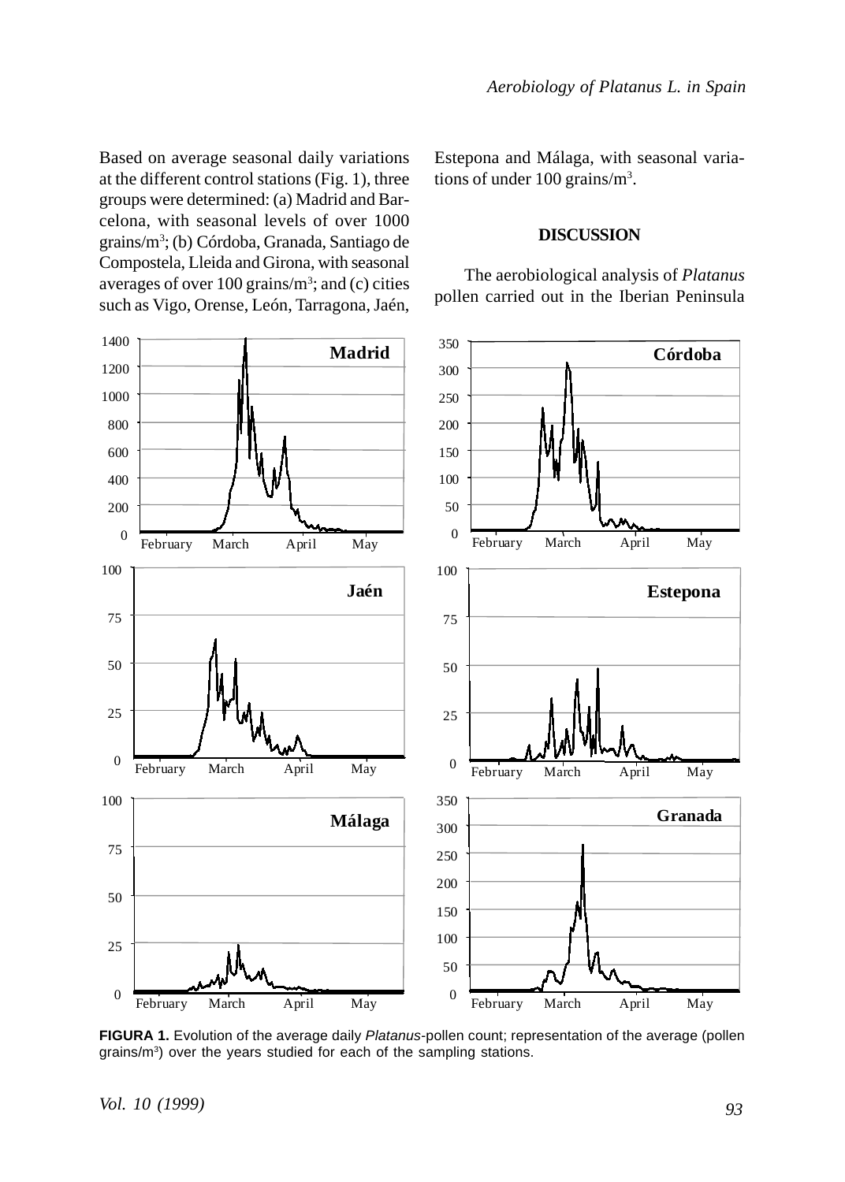Based on average seasonal daily variations at the different control stations (Fig. 1), three groups were determined: (a) Madrid and Barcelona, with seasonal levels of over 1000 grains/m$^3$; (b) Córdoba, Granada, Santiago de Compostela, Lleida and Girona, with seasonal averages of over 100 grains/m$^3$; and (c) cities such as Vigo, Orense, León, Tarragona, Jaén, Estepona and Málaga, with seasonal variations of under 100 grains/m$^3$.

## DISCUSSION

The aerobiological analysis of *Platanus* pollen carried out in the Iberian Peninsula

**FIGURA 1.** Evolution of the average daily *Platanus*-pollen count; representation of the average (pollen grains/m$^3$) over the years studied for each of the sampling stations.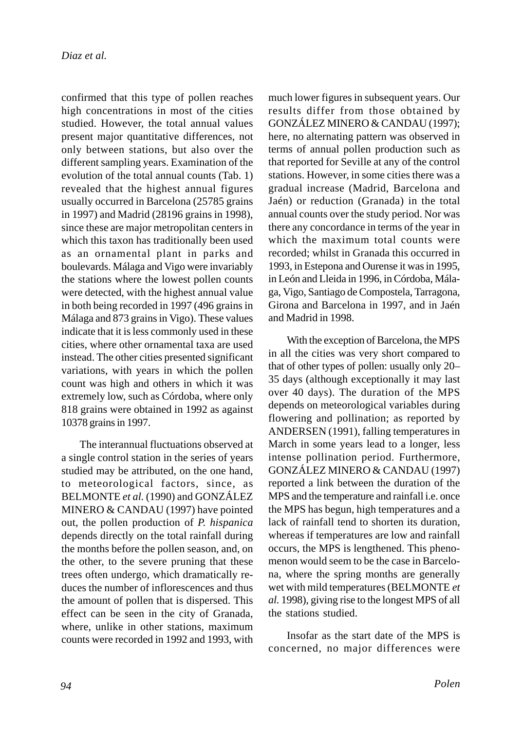confirmed that this type of pollen reaches high concentrations in most of the cities studied. However, the total annual values present major quantitative differences, not only between stations, but also over the different sampling years. Examination of the evolution of the total annual counts (Tab. 1) revealed that the highest annual figures usually occurred in Barcelona (25785 grains in 1997) and Madrid (28196 grains in 1998), since these are major metropolitan centers in which this taxon has traditionally been used as an ornamental plant in parks and boulevards. Málaga and Vigo were invariably the stations where the lowest pollen counts were detected, with the highest annual value in both being recorded in 1997 (496 grains in Málaga and 873 grains in Vigo). These values indicate that it is less commonly used in these cities, where other ornamental taxa are used instead. The other cities presented significant variations, with years in which the pollen count was high and others in which it was extremely low, such as Córdoba, where only 818 grains were obtained in 1992 as against 10378 grains in 1997.

The interannual fluctuations observed at a single control station in the series of years studied may be attributed, on the one hand, to meteorological factors, since, as BELMONTE *et al.* (1990) and GONZÁLEZ MINERO & CANDAU (1997) have pointed out, the pollen production of *P. hispanica* depends directly on the total rainfall during the months before the pollen season, and, on the other, to the severe pruning that these trees often undergo, which dramatically reduces the number of inflorescences and thus the amount of pollen that is dispersed. This effect can be seen in the city of Granada, where, unlike in other stations, maximum counts were recorded in 1992 and 1993, with much lower figures in subsequent years. Our results differ from those obtained by GONZÁLEZ MINERO & CANDAU (1997); here, no alternating pattern was observed in terms of annual pollen production such as that reported for Seville at any of the control stations. However, in some cities there was a gradual increase (Madrid, Barcelona and Jaén) or reduction (Granada) in the total annual counts over the study period. Nor was there any concordance in terms of the year in which the maximum total counts were recorded; whilst in Granada this occurred in 1993, in Estepona and Ourense it was in 1995, in León and Lleida in 1996, in Córdoba, Málaga, Vigo, Santiago de Compostela, Tarragona, Girona and Barcelona in 1997, and in Jaén and Madrid in 1998.

With the exception of Barcelona, the MPS in all the cities was very short compared to that of other types of pollen: usually only 20–35 days (although exceptionally it may last over 40 days). The duration of the MPS depends on meteorological variables during flowering and pollination; as reported by ANDERSEN (1991), falling temperatures in March in some years lead to a longer, less intense pollination period. Furthermore, GONZÁLEZ MINERO & CANDAU (1997) reported a link between the duration of the MPS and the temperature and rainfall i.e. once the MPS has begun, high temperatures and a lack of rainfall tend to shorten its duration, whereas if temperatures are low and rainfall occurs, the MPS is lengthened. This phenomenon would seem to be the case in Barcelona, where the spring months are generally wet with mild temperatures (BELMONTE *et al.* 1998), giving rise to the longest MPS of all the stations studied.

Insofar as the start date of the MPS is concerned, no major differences were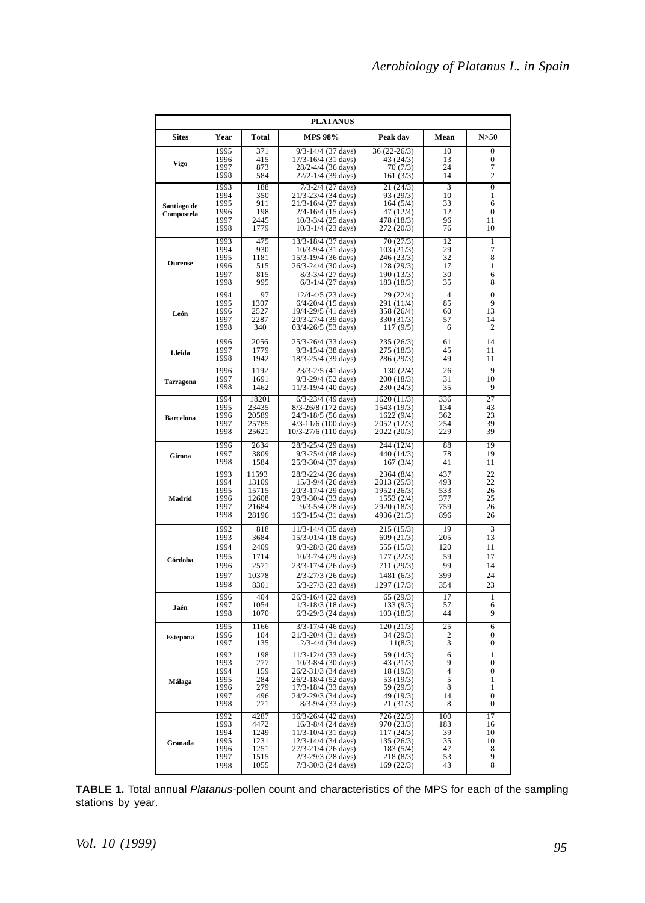| PLATANUS | | | | | | |
|---|---|---|---|---|---|---|
| **Sites** | **Year** | **Total** | **MPS 98%** | **Peak day** | **Mean** | **N>50** |
| Vigo | 1995 | 371 | 9/3-14/4 (37 days) | 36 (22-26/3) | 10 | 0 |
| | 1996 | 415 | 17/3-16/4 (31 days) | 43 (24/3) | 13 | 0 |
| | 1997 | 873 | 28/2-4/4 (36 days) | 70 (7/3) | 24 | 7 |
| | 1998 | 584 | 22/2-1/4 (39 days) | 161 (3/3) | 14 | 2 |
| Santiago de Compostela | 1993 | 188 | 7/3-2/4 (27 days) | 21 (24/3) | 3 | 0 |
| | 1994 | 350 | 21/3-23/4 (34 days) | 93 (29/3) | 10 | 1 |
| | 1995 | 911 | 21/3-16/4 (27 days) | 164 (5/4) | 33 | 6 |
| | 1996 | 198 | 2/4-16/4 (15 days) | 47 (12/4) | 12 | 0 |
| | 1997 | 2445 | 10/3-3/4 (25 days) | 478 (18/3) | 96 | 11 |
| | 1998 | 1779 | 10/3-1/4 (23 days) | 272 (20/3) | 76 | 10 |
| Ourense | 1993 | 475 | 13/3-18/4 (37 days) | 70 (27/3) | 12 | 1 |
| | 1994 | 930 | 10/3-9/4 (31 days) | 103 (21/3) | 29 | 7 |
| | 1995 | 1181 | 15/3-19/4 (36 days) | 246 (23/3) | 32 | 8 |
| | 1996 | 515 | 26/3-24/4 (30 days) | 128 (29/3) | 17 | 1 |
| | 1997 | 815 | 8/3-3/4 (27 days) | 190 (13/3) | 30 | 6 |
| | 1998 | 995 | 6/3-1/4 (27 days) | 183 (18/3) | 35 | 8 |
| León | 1994 | 97 | 12/4-4/5 (23 days) | 29 (22/4) | 4 | 0 |
| | 1995 | 1307 | 6/4-20/4 (15 days) | 291 (11/4) | 85 | 9 |
| | 1996 | 2527 | 19/4-29/5 (41 days) | 358 (26/4) | 60 | 13 |
| | 1997 | 2287 | 20/3-27/4 (39 days) | 330 (31/3) | 57 | 14 |
| | 1998 | 340 | 03/4-26/5 (53 days) | 117 (9/5) | 6 | 2 |
| Lleida | 1996 | 2056 | 25/3-26/4 (33 days) | 235 (26/3) | 61 | 14 |
| | 1997 | 1779 | 9/3-15/4 (38 days) | 275 (18/3) | 45 | 11 |
| | 1998 | 1942 | 18/3-25/4 (39 days) | 286 (29/3) | 49 | 11 |
| Tarragona | 1996 | 1192 | 23/3-2/5 (41 days) | 130 (2/4) | 26 | 9 |
| | 1997 | 1691 | 9/3-29/4 (52 days) | 200 (18/3) | 31 | 10 |
| | 1998 | 1462 | 11/3-19/4 (40 days) | 230 (24/3) | 35 | 9 |
| Barcelona | 1994 | 18201 | 6/3-23/4 (49 days) | 1620 (11/3) | 336 | 27 |
| | 1995 | 23435 | 8/3-26/8 (172 days) | 1543 (19/3) | 134 | 43 |
| | 1996 | 20589 | 24/3-18/5 (56 days) | 1622 (9/4) | 362 | 23 |
| | 1997 | 25785 | 4/3-11/6 (100 days) | 2052 (12/3) | 254 | 39 |
| | 1998 | 25621 | 10/3-27/6 (110 days) | 2022 (20/3) | 229 | 39 |
| Girona | 1996 | 2634 | 28/3-25/4 (29 days) | 244 (12/4) | 88 | 19 |
| | 1997 | 3809 | 9/3-25/4 (48 days) | 440 (14/3) | 78 | 19 |
| | 1998 | 1584 | 25/3-30/4 (37 days) | 167 (3/4) | 41 | 11 |
| Madrid | 1993 | 11593 | 28/3-22/4 (26 days) | 2364 (8/4) | 437 | 22 |
| | 1994 | 13109 | 15/3-9/4 (26 days) | 2013 (25/3) | 493 | 22 |
| | 1995 | 15715 | 20/3-17/4 (29 days) | 1952 (26/3) | 533 | 26 |
| | 1996 | 12608 | 29/3-30/4 (33 days) | 1553 (2/4) | 377 | 25 |
| | 1997 | 21684 | 9/3-5/4 (28 days) | 2920 (18/3) | 759 | 26 |
| | 1998 | 28196 | 16/3-15/4 (31 days) | 4936 (21/3) | 896 | 26 |
| Córdoba | 1992 | 818 | 11/3-14/4 (35 days) | 215 (15/3) | 19 | 3 |
| | 1993 | 3684 | 15/3-01/4 (18 days) | 609 (21/3) | 205 | 13 |
| | 1994 | 2409 | 9/3-28/3 (20 days) | 555 (15/3) | 120 | 11 |
| | 1995 | 1714 | 10/3-7/4 (29 days) | 177 (22/3) | 59 | 17 |
| | 1996 | 2571 | 23/3-17/4 (26 days) | 711 (29/3) | 99 | 14 |
| | 1997 | 10378 | 2/3-27/3 (26 days) | 1481 (6/3) | 399 | 24 |
| | 1998 | 8301 | 5/3-27/3 (23 days) | 1297 (17/3) | 354 | 23 |
| Jaén | 1996 | 404 | 26/3-16/4 (22 days) | 65 (29/3) | 17 | 1 |
| | 1997 | 1054 | 1/3-18/3 (18 days) | 133 (9/3) | 57 | 6 |
| | 1998 | 1070 | 6/3-29/3 (24 days) | 103 (18/3) | 44 | 9 |
| Estepona | 1995 | 1166 | 3/3-17/4 (46 days) | 120 (21/3) | 25 | 6 |
| | 1996 | 104 | 21/3-20/4 (31 days) | 34 (29/3) | 2 | 0 |
| | 1997 | 135 | 2/3-4/4 (34 days) | 11(8/3) | 3 | 0 |
| Málaga | 1992 | 198 | 11/3-12/4 (33 days) | 59 (14/3) | 6 | 1 |
| | 1993 | 277 | 10/3-8/4 (30 days) | 43 (21/3) | 9 | 0 |
| | 1994 | 159 | 26/2-31/3 (34 days) | 18 (19/3) | 4 | 0 |
| | 1995 | 284 | 26/2-18/4 (52 days) | 53 (19/3) | 5 | 1 |
| | 1996 | 279 | 17/3-18/4 (33 days) | 59 (29/3) | 8 | 1 |
| | 1997 | 496 | 24/2-29/3 (34 days) | 49 (19/3) | 14 | 0 |
| | 1998 | 271 | 8/3-9/4 (33 days) | 21 (31/3) | 8 | 0 |
| Granada | 1992 | 4287 | 16/3-26/4 (42 days) | 726 (22/3) | 100 | 17 |
| | 1993 | 4472 | 16/3-8/4 (24 days) | 970 (23/3) | 183 | 16 |
| | 1994 | 1249 | 11/3-10/4 (31 days) | 117 (24/3) | 39 | 10 |
| | 1995 | 1231 | 12/3-14/4 (34 days) | 135 (26/3) | 35 | 10 |
| | 1996 | 1251 | 27/3-21/4 (26 days) | 183 (5/4) | 47 | 8 |
| | 1997 | 1515 | 2/3-29/3 (28 days) | 218 (8/3) | 53 | 9 |
| | 1998 | 1055 | 7/3-30/3 (24 days) | 169 (22/3) | 43 | 8 |

**TABLE 1.** Total annual *Platanus*-pollen count and characteristics of the MPS for each of the sampling stations by year.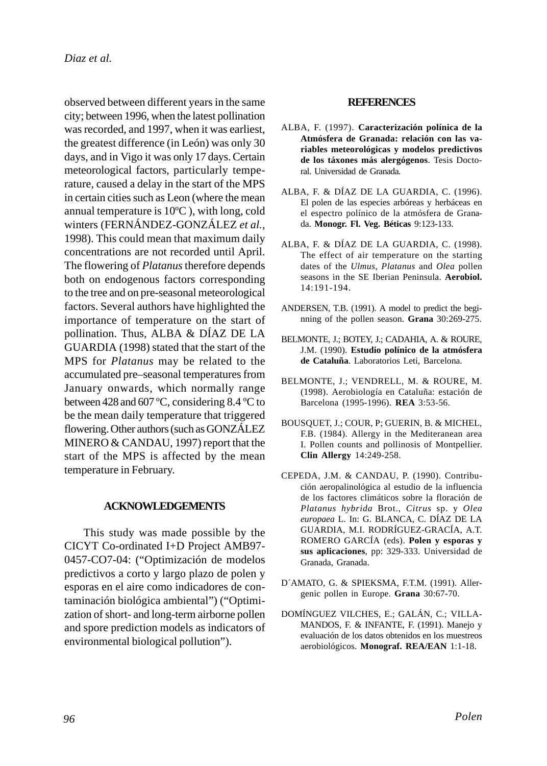observed between different years in the same city; between 1996, when the latest pollination was recorded, and 1997, when it was earliest, the greatest difference (in León) was only 30 days, and in Vigo it was only 17 days. Certain meteorological factors, particularly temperature, caused a delay in the start of the MPS in certain cities such as Leon (where the mean annual temperature is 10ºC ), with long, cold winters (FERNÁNDEZ-GONZÁLEZ *et al.*, 1998). This could mean that maximum daily concentrations are not recorded until April. The flowering of *Platanus* therefore depends both on endogenous factors corresponding to the tree and on pre-seasonal meteorological factors. Several authors have highlighted the importance of temperature on the start of pollination. Thus, ALBA & DÍAZ DE LA GUARDIA (1998) stated that the start of the MPS for *Platanus* may be related to the accumulated pre–seasonal temperatures from January onwards, which normally range between 428 and 607 ºC, considering 8.4 ºC to be the mean daily temperature that triggered flowering. Other authors (such as GONZÁLEZ MINERO & CANDAU, 1997) report that the start of the MPS is affected by the mean temperature in February.

## ACKNOWLEDGEMENTS

This study was made possible by the CICYT Co-ordinated I+D Project AMB97-0457-CO7-04: ("Optimización de modelos predictivos a corto y largo plazo de polen y esporas en el aire como indicadores de contaminación biológica ambiental") ("Optimization of short- and long-term airborne pollen and spore prediction models as indicators of environmental biological pollution").

## REFERENCES

ALBA, F. (1997). **Caracterización polínica de la Atmósfera de Granada: relación con las variables meteorológicas y modelos predictivos de los táxones más alergógenos**. Tesis Doctoral. Universidad de Granada.

ALBA, F. & DÍAZ DE LA GUARDIA, C. (1996). El polen de las especies arbóreas y herbáceas en el espectro polínico de la atmósfera de Granada. **Monogr. Fl. Veg. Béticas** 9:123-133.

ALBA, F. & DÍAZ DE LA GUARDIA, C. (1998). The effect of air temperature on the starting dates of the *Ulmus, Platanus* and *Olea* pollen seasons in the SE Iberian Peninsula. **Aerobiol.** 14:191-194.

ANDERSEN, T.B. (1991). A model to predict the beginning of the pollen season. **Grana** 30:269-275.

BELMONTE, J.; BOTEY, J.; CADAHIA, A. & ROURE, J.M. (1990). **Estudio polínico de la atmósfera de Cataluña**. Laboratorios Leti, Barcelona.

BELMONTE, J.; VENDRELL, M. & ROURE, M. (1998). Aerobiología en Cataluña: estación de Barcelona (1995-1996). **REA** 3:53-56.

BOUSQUET, J.; COUR, P; GUERIN, B. & MICHEL, F.B. (1984). Allergy in the Mediteranean area I. Pollen counts and pollinosis of Montpellier. **Clin Allergy** 14:249-258.

CEPEDA, J.M. & CANDAU, P. (1990). Contribución aeropalinológica al estudio de la influencia de los factores climáticos sobre la floración de *Platanus hybrida* Brot., *Citrus* sp. y *Olea europaea* L. In: G. BLANCA, C. DÍAZ DE LA GUARDIA, M.I. RODRÍGUEZ-GRACÍA, A.T. ROMERO GARCÍA (eds). **Polen y esporas y sus aplicaciones**, pp: 329-333. Universidad de Granada, Granada.

D´AMATO, G. & SPIEKSMA, F.T.M. (1991). Allergenic pollen in Europe. **Grana** 30:67-70.

DOMÍNGUEZ VILCHES, E.; GALÁN, C.; VILLAMANDOS, F. & INFANTE, F. (1991). Manejo y evaluación de los datos obtenidos en los muestreos aerobiológicos. **Monograf. REA/EAN** 1:1-18.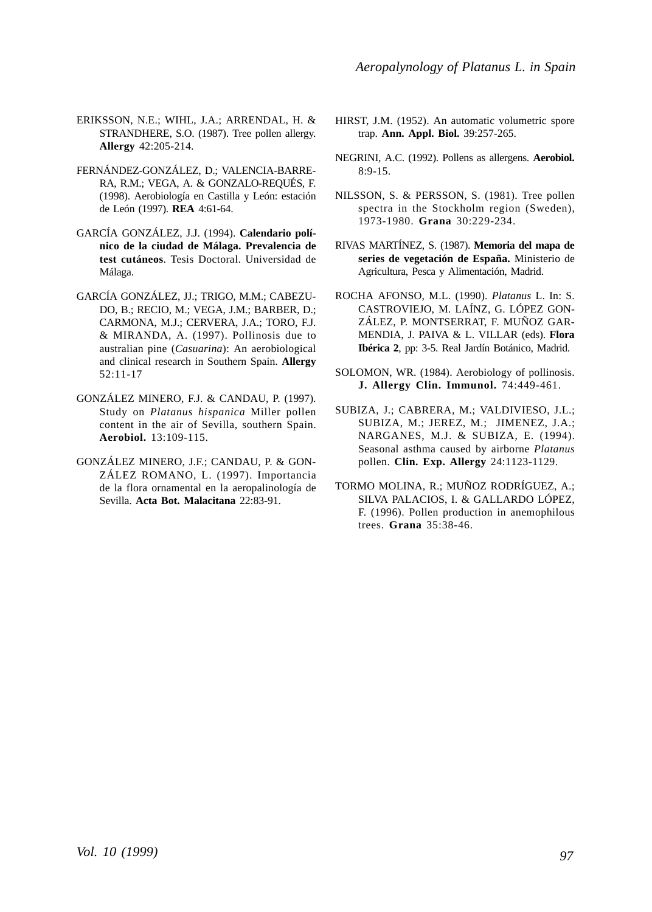ERIKSSON, N.E.; WIHL, J.A.; ARRENDAL, H. & STRANDHERE, S.O. (1987). Tree pollen allergy. **Allergy** 42:205-214.

FERNÁNDEZ-GONZÁLEZ, D.; VALENCIA-BARRERA, R.M.; VEGA, A. & GONZALO-REQUÉS, F. (1998). Aerobiología en Castilla y León: estación de León (1997). **REA** 4:61-64.

GARCÍA GONZÁLEZ, J.J. (1994). **Calendario polínico de la ciudad de Málaga. Prevalencia de test cutáneos**. Tesis Doctoral. Universidad de Málaga.

GARCÍA GONZÁLEZ, JJ.; TRIGO, M.M.; CABEZUDO, B.; RECIO, M.; VEGA, J.M.; BARBER, D.; CARMONA, M.J.; CERVERA, J.A.; TORO, F.J. & MIRANDA, A. (1997). Pollinosis due to australian pine (*Casuarina*): An aerobiological and clinical research in Southern Spain. **Allergy** 52:11-17

GONZÁLEZ MINERO, F.J. & CANDAU, P. (1997). Study on *Platanus hispanica* Miller pollen content in the air of Sevilla, southern Spain. **Aerobiol.** 13:109-115.

GONZÁLEZ MINERO, J.F.; CANDAU, P. & GONZÁLEZ ROMANO, L. (1997). Importancia de la flora ornamental en la aeropalinología de Sevilla. **Acta Bot. Malacitana** 22:83-91.

HIRST, J.M. (1952). An automatic volumetric spore trap. **Ann. Appl. Biol.** 39:257-265.

NEGRINI, A.C. (1992). Pollens as allergens. **Aerobiol.** 8:9-15.

NILSSON, S. & PERSSON, S. (1981). Tree pollen spectra in the Stockholm region (Sweden), 1973-1980. **Grana** 30:229-234.

RIVAS MARTÍNEZ, S. (1987). **Memoria del mapa de series de vegetación de España.** Ministerio de Agricultura, Pesca y Alimentación, Madrid.

ROCHA AFONSO, M.L. (1990). *Platanus* L. In: S. CASTROVIEJO, M. LAÍNZ, G. LÓPEZ GONZÁLEZ, P. MONTSERRAT, F. MUÑOZ GARMENDIA, J. PAIVA & L. VILLAR (eds). **Flora Ibérica 2**, pp: 3-5. Real Jardín Botánico, Madrid.

SOLOMON, WR. (1984). Aerobiology of pollinosis. **J. Allergy Clin. Immunol.** 74:449-461.

SUBIZA, J.; CABRERA, M.; VALDIVIESO, J.L.; SUBIZA, M.; JEREZ, M.; JIMENEZ, J.A.; NARGANES, M.J. & SUBIZA, E. (1994). Seasonal asthma caused by airborne *Platanus* pollen. **Clin. Exp. Allergy** 24:1123-1129.

TORMO MOLINA, R.; MUÑOZ RODRÍGUEZ, A.; SILVA PALACIOS, I. & GALLARDO LÓPEZ, F. (1996). Pollen production in anemophilous trees. **Grana** 35:38-46.